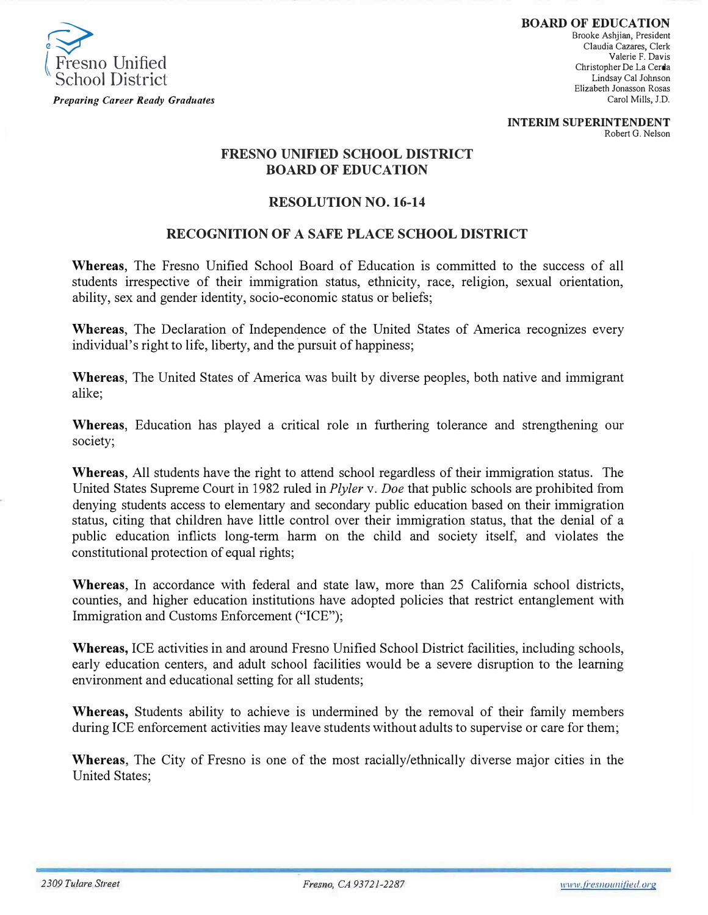Fresno Unified School District

*Preparing Career Ready Graduates*

**BOARD OF EDUCATION**
Brooke Ashjian, President
Claudia Cazares, Clerk
Valerie F. Davis
Christopher De La Cerda
Lindsay Cal Johnson
Elizabeth Jonasson Rosas
Carol Mills, J.D.

**INTERIM SUPERINTENDENT**
Robert G. Nelson

# FRESNO UNIFIED SCHOOL DISTRICT BOARD OF EDUCATION

## RESOLUTION NO. 16-14

## RECOGNITION OF A SAFE PLACE SCHOOL DISTRICT

**Whereas**, The Fresno Unified School Board of Education is committed to the success of all students irrespective of their immigration status, ethnicity, race, religion, sexual orientation, ability, sex and gender identity, socio-economic status or beliefs;

**Whereas**, The Declaration of Independence of the United States of America recognizes every individual's right to life, liberty, and the pursuit of happiness;

**Whereas**, The United States of America was built by diverse peoples, both native and immigrant alike;

**Whereas**, Education has played a critical role in furthering tolerance and strengthening our society;

**Whereas**, All students have the right to attend school regardless of their immigration status. The United States Supreme Court in 1982 ruled in *Plyler* v. *Doe* that public schools are prohibited from denying students access to elementary and secondary public education based on their immigration status, citing that children have little control over their immigration status, that the denial of a public education inflicts long-term harm on the child and society itself, and violates the constitutional protection of equal rights;

**Whereas**, In accordance with federal and state law, more than 25 California school districts, counties, and higher education institutions have adopted policies that restrict entanglement with Immigration and Customs Enforcement ("ICE");

**Whereas,** ICE activities in and around Fresno Unified School District facilities, including schools, early education centers, and adult school facilities would be a severe disruption to the learning environment and educational setting for all students;

**Whereas,** Students ability to achieve is undermined by the removal of their family members during ICE enforcement activities may leave students without adults to supervise or care for them;

**Whereas**, The City of Fresno is one of the most racially/ethnically diverse major cities in the United States;

*2309 Tulare Street* *Fresno, CA 93721-2287* www.fresnounified.org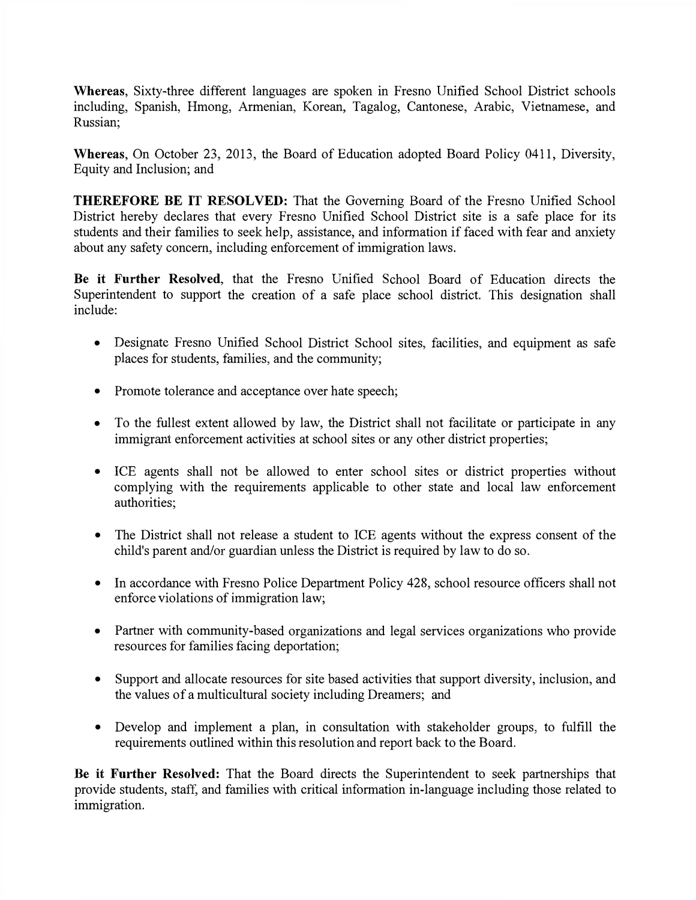**Whereas**, Sixty-three different languages are spoken in Fresno Unified School District schools including, Spanish, Hmong, Armenian, Korean, Tagalog, Cantonese, Arabic, Vietnamese, and Russian;

**Whereas**, On October 23, 2013, the Board of Education adopted Board Policy 0411, Diversity, Equity and Inclusion; and

**THEREFORE BE IT RESOLVED:** That the Governing Board of the Fresno Unified School District hereby declares that every Fresno Unified School District site is a safe place for its students and their families to seek help, assistance, and information if faced with fear and anxiety about any safety concern, including enforcement of immigration laws.

**Be it Further Resolved**, that the Fresno Unified School Board of Education directs the Superintendent to support the creation of a safe place school district. This designation shall include:

- Designate Fresno Unified School District School sites, facilities, and equipment as safe places for students, families, and the community;
- Promote tolerance and acceptance over hate speech;
- To the fullest extent allowed by law, the District shall not facilitate or participate in any immigrant enforcement activities at school sites or any other district properties;
- ICE agents shall not be allowed to enter school sites or district properties without complying with the requirements applicable to other state and local law enforcement authorities;
- The District shall not release a student to ICE agents without the express consent of the child's parent and/or guardian unless the District is required by law to do so.
- In accordance with Fresno Police Department Policy 428, school resource officers shall not enforce violations of immigration law;
- Partner with community-based organizations and legal services organizations who provide resources for families facing deportation;
- Support and allocate resources for site based activities that support diversity, inclusion, and the values of a multicultural society including Dreamers; and
- Develop and implement a plan, in consultation with stakeholder groups, to fulfill the requirements outlined within this resolution and report back to the Board.

**Be it Further Resolved:** That the Board directs the Superintendent to seek partnerships that provide students, staff, and families with critical information in-language including those related to immigration.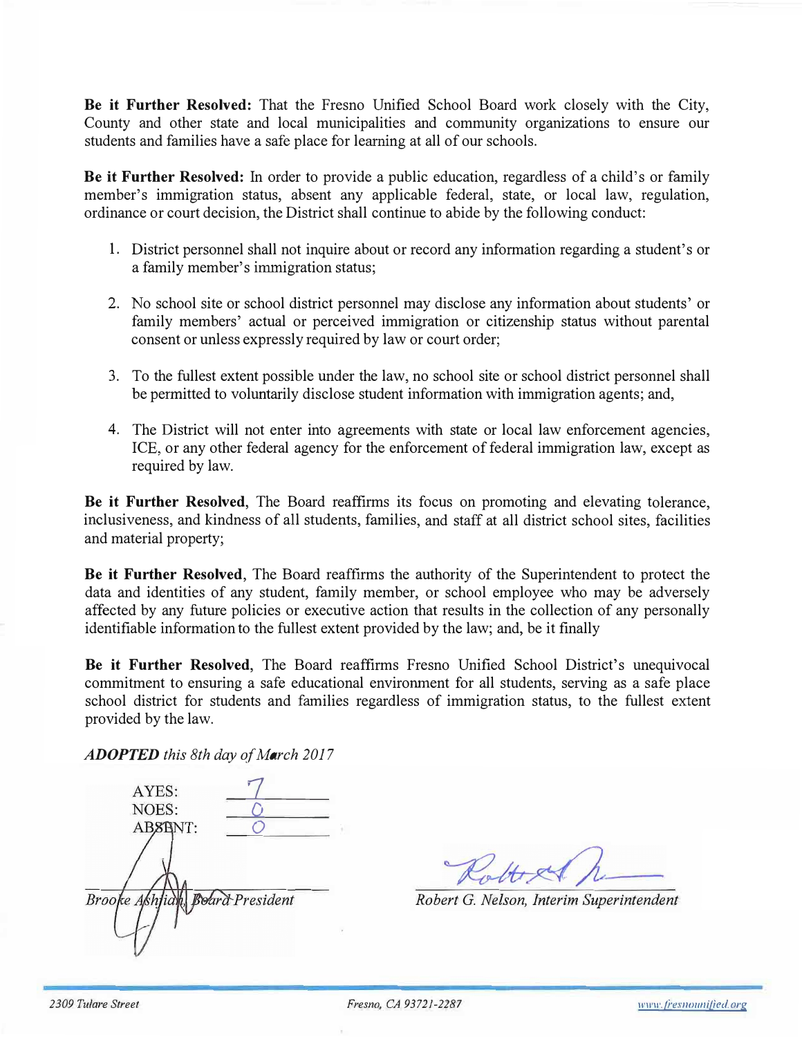**Be it Further Resolved:** That the Fresno Unified School Board work closely with the City, County and other state and local municipalities and community organizations to ensure our students and families have a safe place for learning at all of our schools.

**Be it Further Resolved:** In order to provide a public education, regardless of a child's or family member's immigration status, absent any applicable federal, state, or local law, regulation, ordinance or court decision, the District shall continue to abide by the following conduct:

1. District personnel shall not inquire about or record any information regarding a student's or a family member's immigration status;
2. No school site or school district personnel may disclose any information about students' or family members' actual or perceived immigration or citizenship status without parental consent or unless expressly required by law or court order;
3. To the fullest extent possible under the law, no school site or school district personnel shall be permitted to voluntarily disclose student information with immigration agents; and,
4. The District will not enter into agreements with state or local law enforcement agencies, ICE, or any other federal agency for the enforcement of federal immigration law, except as required by law.

**Be it Further Resolved**, The Board reaffirms its focus on promoting and elevating tolerance, inclusiveness, and kindness of all students, families, and staff at all district school sites, facilities and material property;

**Be it Further Resolved**, The Board reaffirms the authority of the Superintendent to protect the data and identities of any student, family member, or school employee who may be adversely affected by any future policies or executive action that results in the collection of any personally identifiable information to the fullest extent provided by the law; and, be it finally

**Be it Further Resolved**, The Board reaffirms Fresno Unified School District's unequivocal commitment to ensuring a safe educational environment for all students, serving as a safe place school district for students and families regardless of immigration status, to the fullest extent provided by the law.

***ADOPTED*** *this 8th day of March 2017*

AYES: 7
NOES: 0
ABSENT: 0

*Brooke Ashjian, Board President*

*Robert G. Nelson, Interim Superintendent*

*2309 Tulare Street* *Fresno, CA 93721-2287* www.fresnounified.org